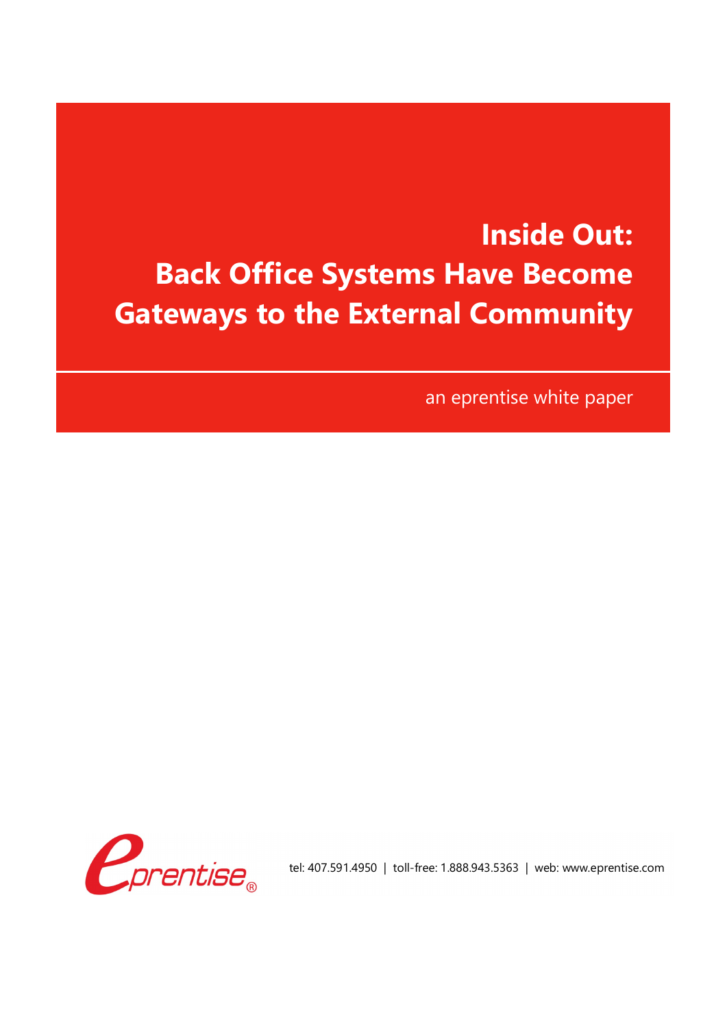# Inside Out: Back Office Systems Have Become Gateways to the External Community

an eprentise white paper

eprentise®

tel: 407.591.4950 | toll-free: 1.888.943.5363 | web: www.eprentise.com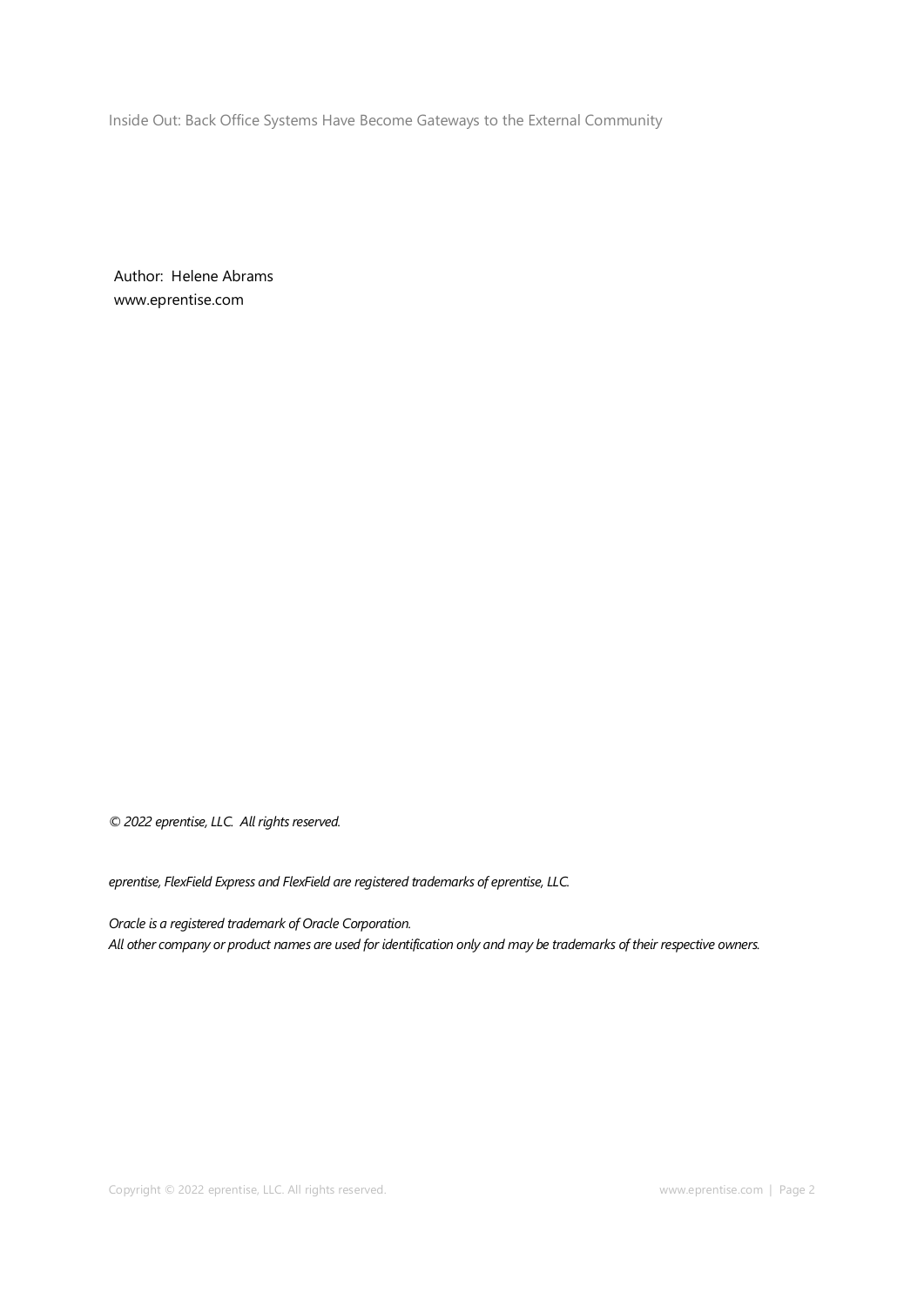Author: Helene Abrams
www.eprentise.com

*© 2022 eprentise, LLC. All rights reserved.*

*eprentise, FlexField Express and FlexField are registered trademarks of eprentise, LLC.*

*Oracle is a registered trademark of Oracle Corporation.*
*All other company or product names are used for identification only and may be trademarks of their respective owners.*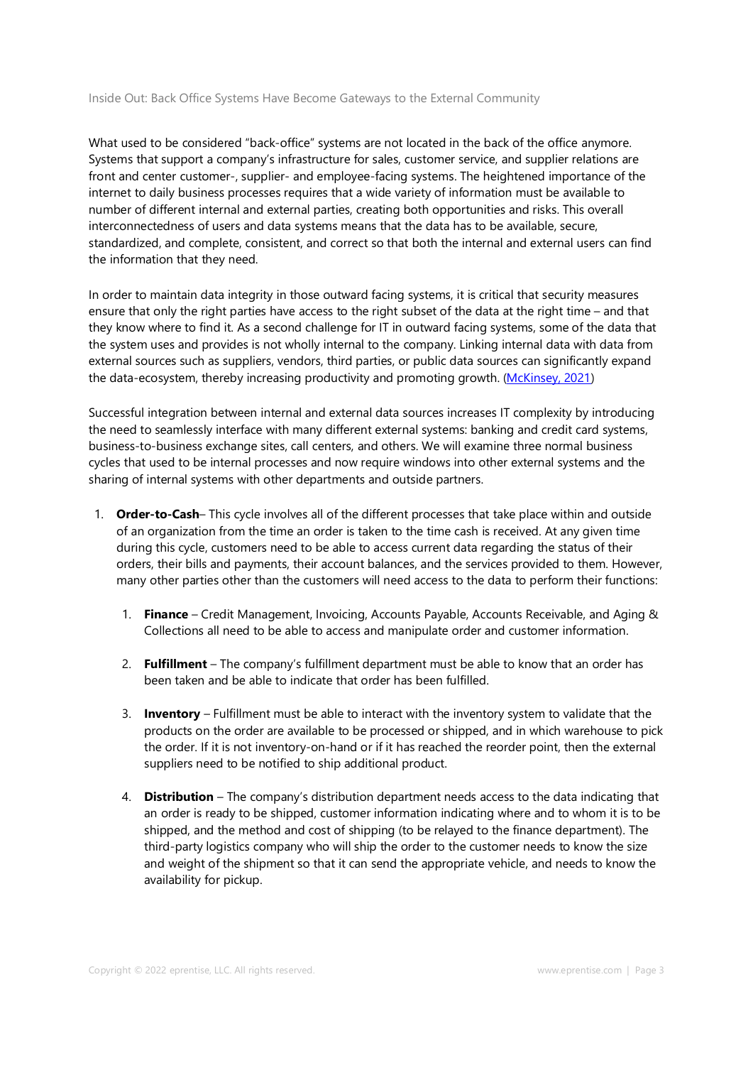Inside Out: Back Office Systems Have Become Gateways to the External Community

What used to be considered "back-office" systems are not located in the back of the office anymore. Systems that support a company's infrastructure for sales, customer service, and supplier relations are front and center customer-, supplier- and employee-facing systems. The heightened importance of the internet to daily business processes requires that a wide variety of information must be available to number of different internal and external parties, creating both opportunities and risks. This overall interconnectedness of users and data systems means that the data has to be available, secure, standardized, and complete, consistent, and correct so that both the internal and external users can find the information that they need.

In order to maintain data integrity in those outward facing systems, it is critical that security measures ensure that only the right parties have access to the right subset of the data at the right time – and that they know where to find it. As a second challenge for IT in outward facing systems, some of the data that the system uses and provides is not wholly internal to the company. Linking internal data with data from external sources such as suppliers, vendors, third parties, or public data sources can significantly expand the data-ecosystem, thereby increasing productivity and promoting growth. (McKinsey, 2021)

Successful integration between internal and external data sources increases IT complexity by introducing the need to seamlessly interface with many different external systems: banking and credit card systems, business-to-business exchange sites, call centers, and others. We will examine three normal business cycles that used to be internal processes and now require windows into other external systems and the sharing of internal systems with other departments and outside partners.

1. **Order-to-Cash**– This cycle involves all of the different processes that take place within and outside of an organization from the time an order is taken to the time cash is received. At any given time during this cycle, customers need to be able to access current data regarding the status of their orders, their bills and payments, their account balances, and the services provided to them. However, many other parties other than the customers will need access to the data to perform their functions:

    1. **Finance** – Credit Management, Invoicing, Accounts Payable, Accounts Receivable, and Aging & Collections all need to be able to access and manipulate order and customer information.

    2. **Fulfillment** – The company's fulfillment department must be able to know that an order has been taken and be able to indicate that order has been fulfilled.

    3. **Inventory** – Fulfillment must be able to interact with the inventory system to validate that the products on the order are available to be processed or shipped, and in which warehouse to pick the order. If it is not inventory-on-hand or if it has reached the reorder point, then the external suppliers need to be notified to ship additional product.

    4. **Distribution** – The company's distribution department needs access to the data indicating that an order is ready to be shipped, customer information indicating where and to whom it is to be shipped, and the method and cost of shipping (to be relayed to the finance department). The third-party logistics company who will ship the order to the customer needs to know the size and weight of the shipment so that it can send the appropriate vehicle, and needs to know the availability for pickup.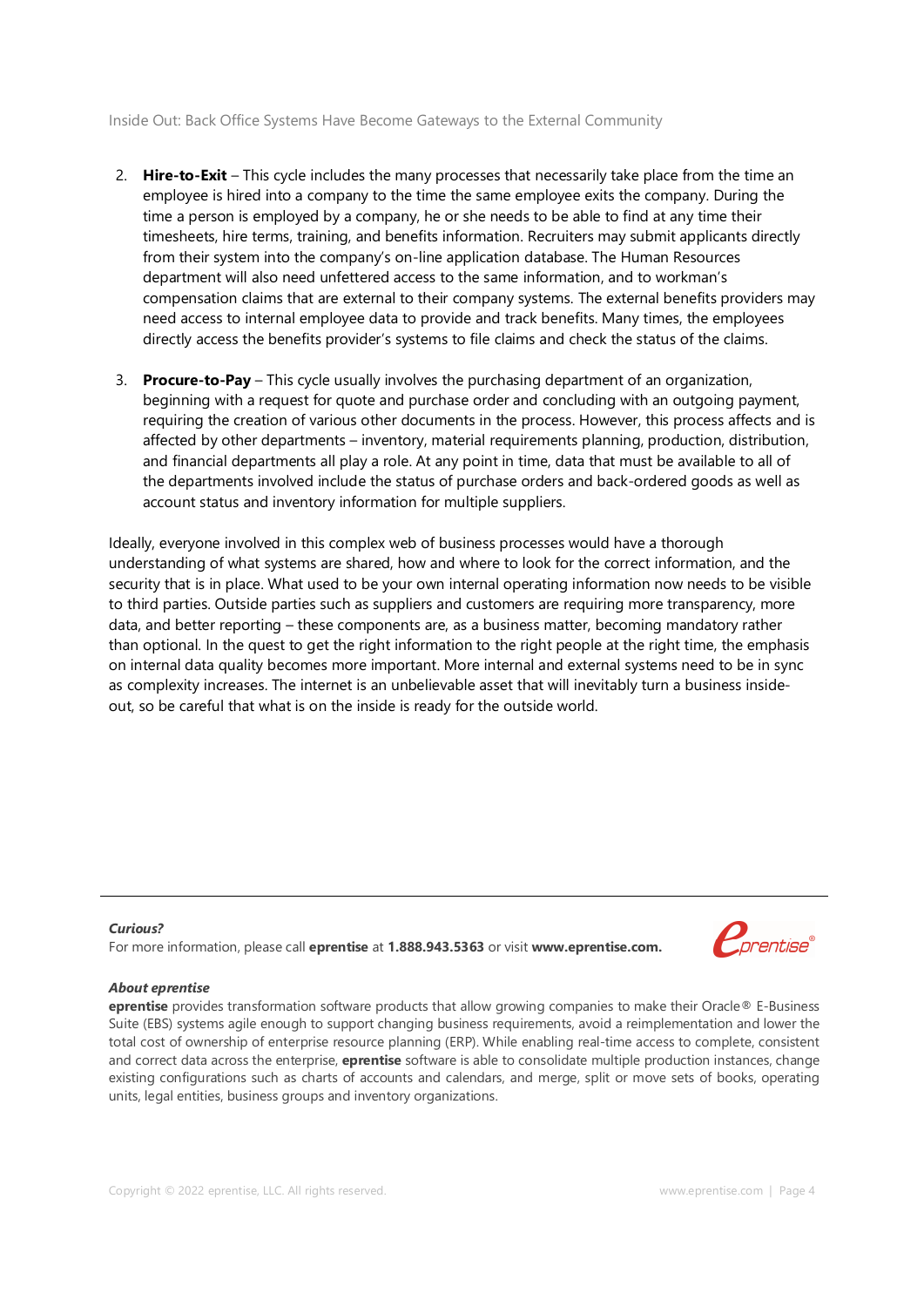2. **Hire-to-Exit** – This cycle includes the many processes that necessarily take place from the time an employee is hired into a company to the time the same employee exits the company. During the time a person is employed by a company, he or she needs to be able to find at any time their timesheets, hire terms, training, and benefits information. Recruiters may submit applicants directly from their system into the company's on-line application database. The Human Resources department will also need unfettered access to the same information, and to workman's compensation claims that are external to their company systems. The external benefits providers may need access to internal employee data to provide and track benefits. Many times, the employees directly access the benefits provider's systems to file claims and check the status of the claims.

3. **Procure-to-Pay** – This cycle usually involves the purchasing department of an organization, beginning with a request for quote and purchase order and concluding with an outgoing payment, requiring the creation of various other documents in the process. However, this process affects and is affected by other departments – inventory, material requirements planning, production, distribution, and financial departments all play a role. At any point in time, data that must be available to all of the departments involved include the status of purchase orders and back-ordered goods as well as account status and inventory information for multiple suppliers.

Ideally, everyone involved in this complex web of business processes would have a thorough understanding of what systems are shared, how and where to look for the correct information, and the security that is in place. What used to be your own internal operating information now needs to be visible to third parties. Outside parties such as suppliers and customers are requiring more transparency, more data, and better reporting – these components are, as a business matter, becoming mandatory rather than optional. In the quest to get the right information to the right people at the right time, the emphasis on internal data quality becomes more important. More internal and external systems need to be in sync as complexity increases. The internet is an unbelievable asset that will inevitably turn a business inside-out, so be careful that what is on the inside is ready for the outside world.

---

***Curious?***
For more information, please call **eprentise** at **1.888.943.5363** or visit **www.eprentise.com.**

***About eprentise***
**eprentise** provides transformation software products that allow growing companies to make their Oracle® E-Business Suite (EBS) systems agile enough to support changing business requirements, avoid a reimplementation and lower the total cost of ownership of enterprise resource planning (ERP). While enabling real-time access to complete, consistent and correct data across the enterprise, **eprentise** software is able to consolidate multiple production instances, change existing configurations such as charts of accounts and calendars, and merge, split or move sets of books, operating units, legal entities, business groups and inventory organizations.

Copyright © 2022 eprentise, LLC. All rights reserved.